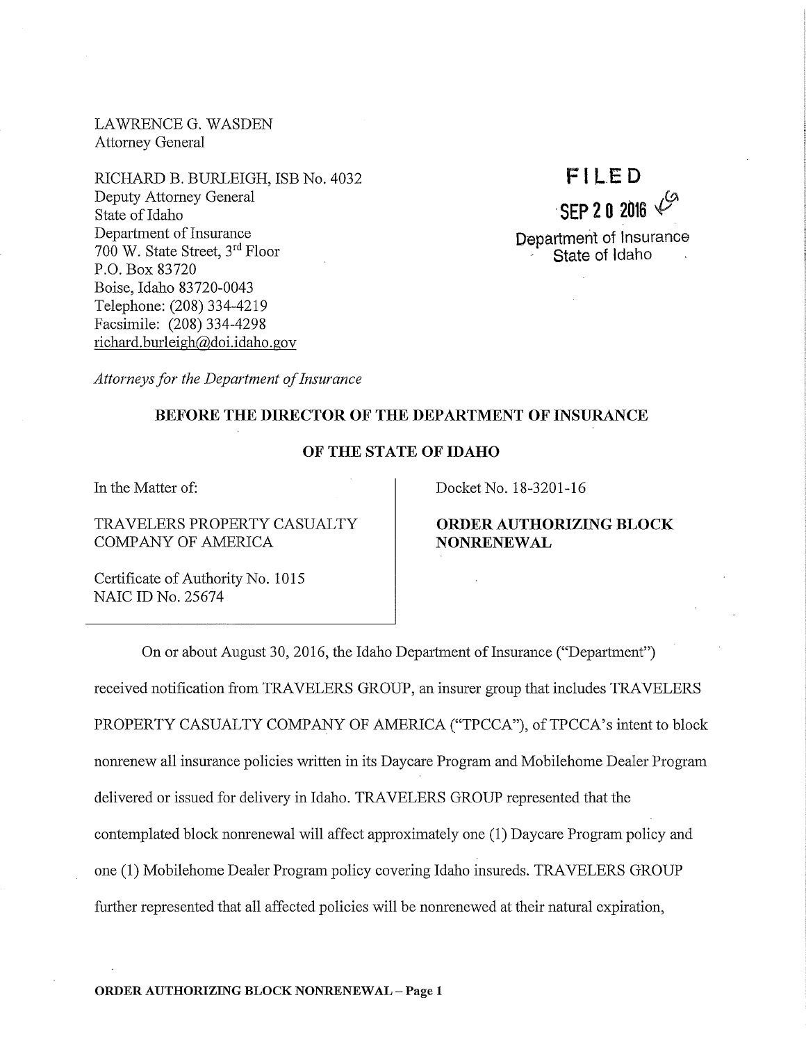LAWRENCE G. WASDEN
Attorney General

RICHARD B. BURLEIGH, ISB No. 4032
Deputy Attorney General
State of Idaho
Department of Insurance
700 W. State Street, 3rd Floor
P.O. Box 83720
Boise, Idaho 83720-0043
Telephone: (208) 334-4219
Facsimile: (208) 334-4298
richard.burleigh@doi.idaho.gov

*Attorneys for the Department of Insurance*

**FILED**
**SEP 20 2016**
Department of Insurance
State of Idaho

**BEFORE THE DIRECTOR OF THE DEPARTMENT OF INSURANCE**

**OF THE STATE OF IDAHO**

| | |
|---|---|
| In the Matter of:<br><br>TRAVELERS PROPERTY CASUALTY COMPANY OF AMERICA<br><br>Certificate of Authority No. 1015<br>NAIC ID No. 25674 | Docket No. 18-3201-16<br><br>**ORDER AUTHORIZING BLOCK NONRENEWAL** |

On or about August 30, 2016, the Idaho Department of Insurance ("Department") received notification from TRAVELERS GROUP, an insurer group that includes TRAVELERS PROPERTY CASUALTY COMPANY OF AMERICA ("TPCCA"), of TPCCA's intent to block nonrenew all insurance policies written in its Daycare Program and Mobilehome Dealer Program delivered or issued for delivery in Idaho. TRAVELERS GROUP represented that the contemplated block nonrenewal will affect approximately one (1) Daycare Program policy and one (1) Mobilehome Dealer Program policy covering Idaho insureds. TRAVELERS GROUP further represented that all affected policies will be nonrenewed at their natural expiration,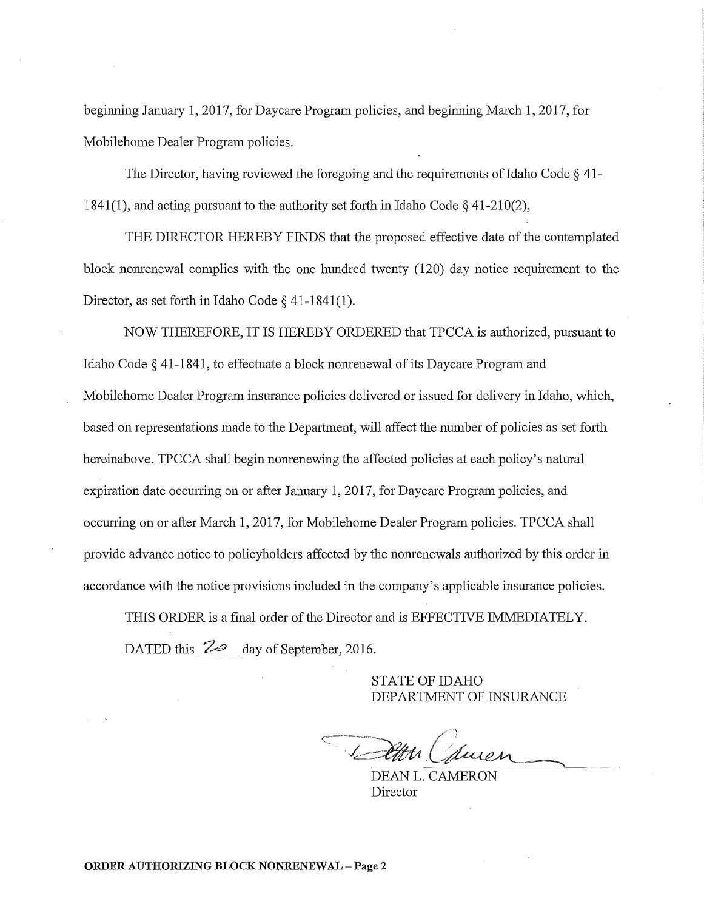beginning January 1, 2017, for Daycare Program policies, and beginning March 1, 2017, for Mobilehome Dealer Program policies.

The Director, having reviewed the foregoing and the requirements of Idaho Code § 41-1841(1), and acting pursuant to the authority set forth in Idaho Code § 41-210(2),

THE DIRECTOR HEREBY FINDS that the proposed effective date of the contemplated block nonrenewal complies with the one hundred twenty (120) day notice requirement to the Director, as set forth in Idaho Code § 41-1841(1).

NOW THEREFORE, IT IS HEREBY ORDERED that TPCCA is authorized, pursuant to Idaho Code § 41-1841, to effectuate a block nonrenewal of its Daycare Program and Mobilehome Dealer Program insurance policies delivered or issued for delivery in Idaho, which, based on representations made to the Department, will affect the number of policies as set forth hereinabove. TPCCA shall begin nonrenewing the affected policies at each policy's natural expiration date occurring on or after January 1, 2017, for Daycare Program policies, and occurring on or after March 1, 2017, for Mobilehome Dealer Program policies. TPCCA shall provide advance notice to policyholders affected by the nonrenewals authorized by this order in accordance with the notice provisions included in the company's applicable insurance policies.

THIS ORDER is a final order of the Director and is EFFECTIVE IMMEDIATELY.

DATED this 20 day of September, 2016.

STATE OF IDAHO
DEPARTMENT OF INSURANCE

DEAN L. CAMERON
Director

**ORDER AUTHORIZING BLOCK NONRENEWAL – Page 2**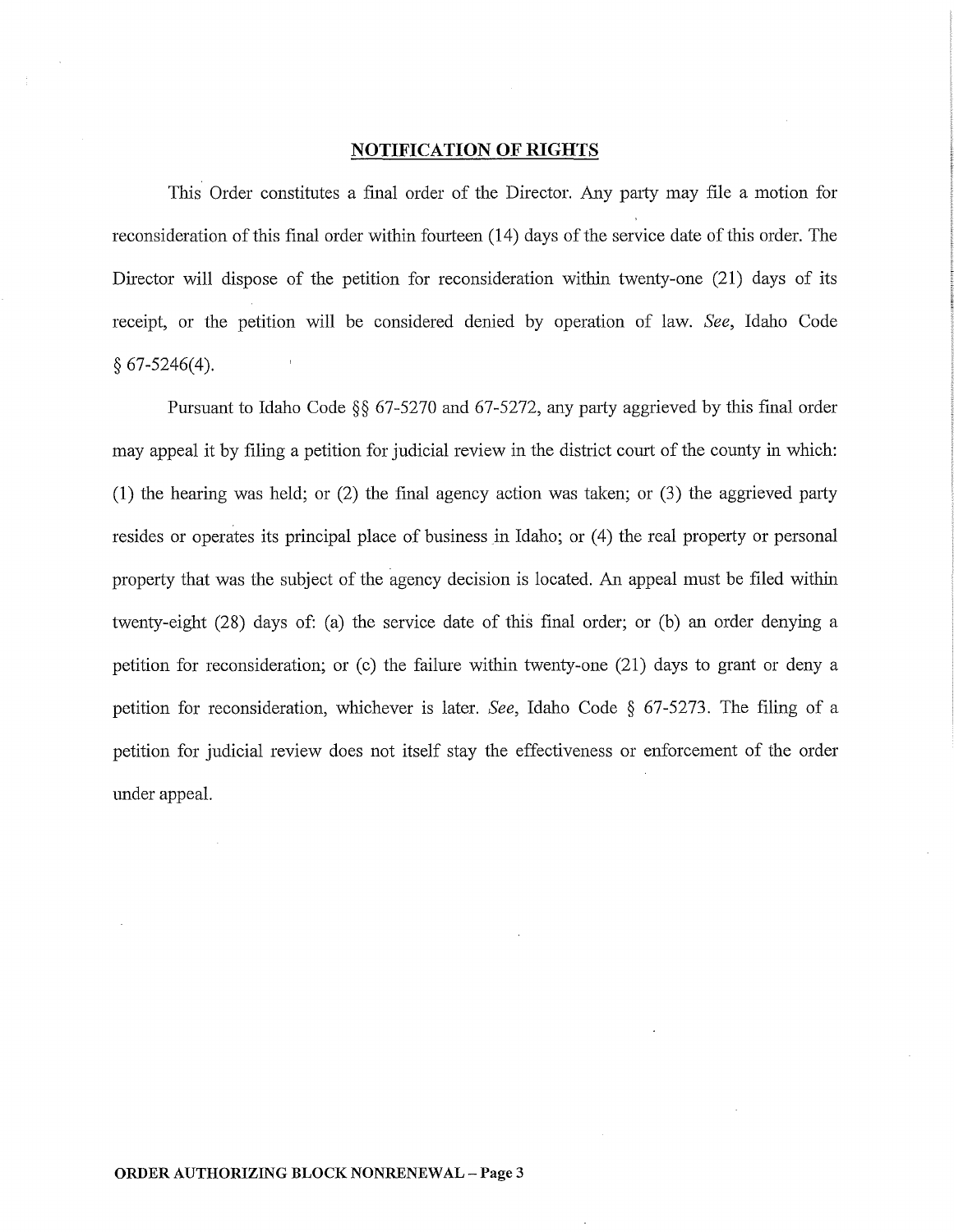## NOTIFICATION OF RIGHTS

This Order constitutes a final order of the Director. Any party may file a motion for reconsideration of this final order within fourteen (14) days of the service date of this order. The Director will dispose of the petition for reconsideration within twenty-one (21) days of its receipt, or the petition will be considered denied by operation of law. *See*, Idaho Code § 67-5246(4).

Pursuant to Idaho Code §§ 67-5270 and 67-5272, any party aggrieved by this final order may appeal it by filing a petition for judicial review in the district court of the county in which: (1) the hearing was held; or (2) the final agency action was taken; or (3) the aggrieved party resides or operates its principal place of business in Idaho; or (4) the real property or personal property that was the subject of the agency decision is located. An appeal must be filed within twenty-eight (28) days of: (a) the service date of this final order; or (b) an order denying a petition for reconsideration; or (c) the failure within twenty-one (21) days to grant or deny a petition for reconsideration, whichever is later. *See*, Idaho Code § 67-5273. The filing of a petition for judicial review does not itself stay the effectiveness or enforcement of the order under appeal.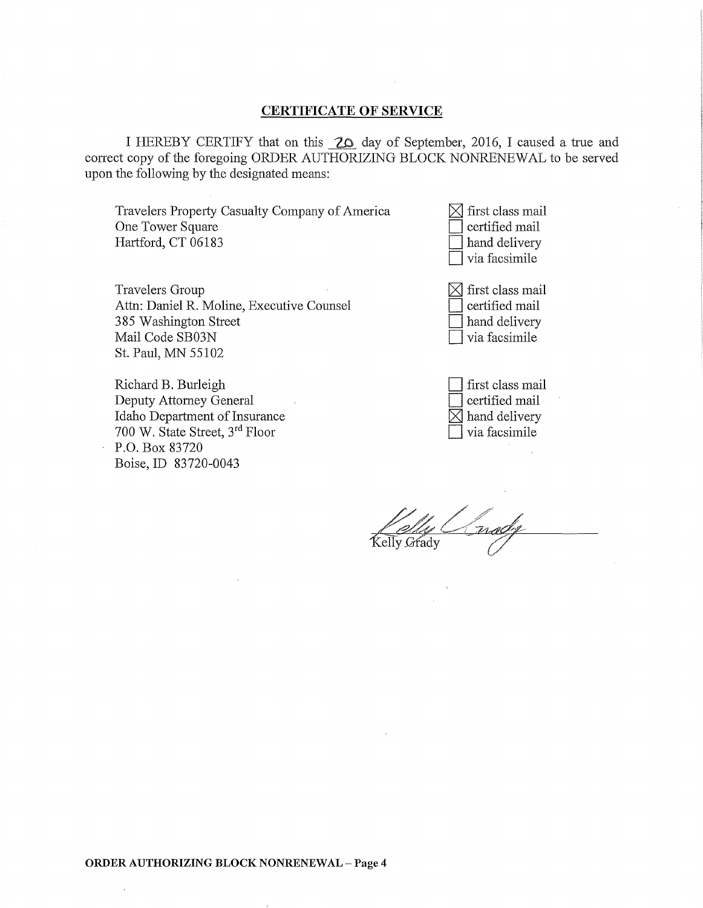## CERTIFICATE OF SERVICE

I HEREBY CERTIFY that on this 20 day of September, 2016, I caused a true and correct copy of the foregoing ORDER AUTHORIZING BLOCK NONRENEWAL to be served upon the following by the designated means:

| | |
|---|---|
| Travelers Property Casualty Company of America<br>One Tower Square<br>Hartford, CT 06183 | ☒ first class mail<br>☐ certified mail<br>☐ hand delivery<br>☐ via facsimile |
| Travelers Group<br>Attn: Daniel R. Moline, Executive Counsel<br>385 Washington Street<br>Mail Code SB03N<br>St. Paul, MN 55102 | ☒ first class mail<br>☐ certified mail<br>☐ hand delivery<br>☐ via facsimile |
| Richard B. Burleigh<br>Deputy Attorney General<br>Idaho Department of Insurance<br>700 W. State Street, 3rd Floor<br>P.O. Box 83720<br>Boise, ID 83720-0043 | ☐ first class mail<br>☐ certified mail<br>☒ hand delivery<br>☐ via facsimile |

Kelly Grady